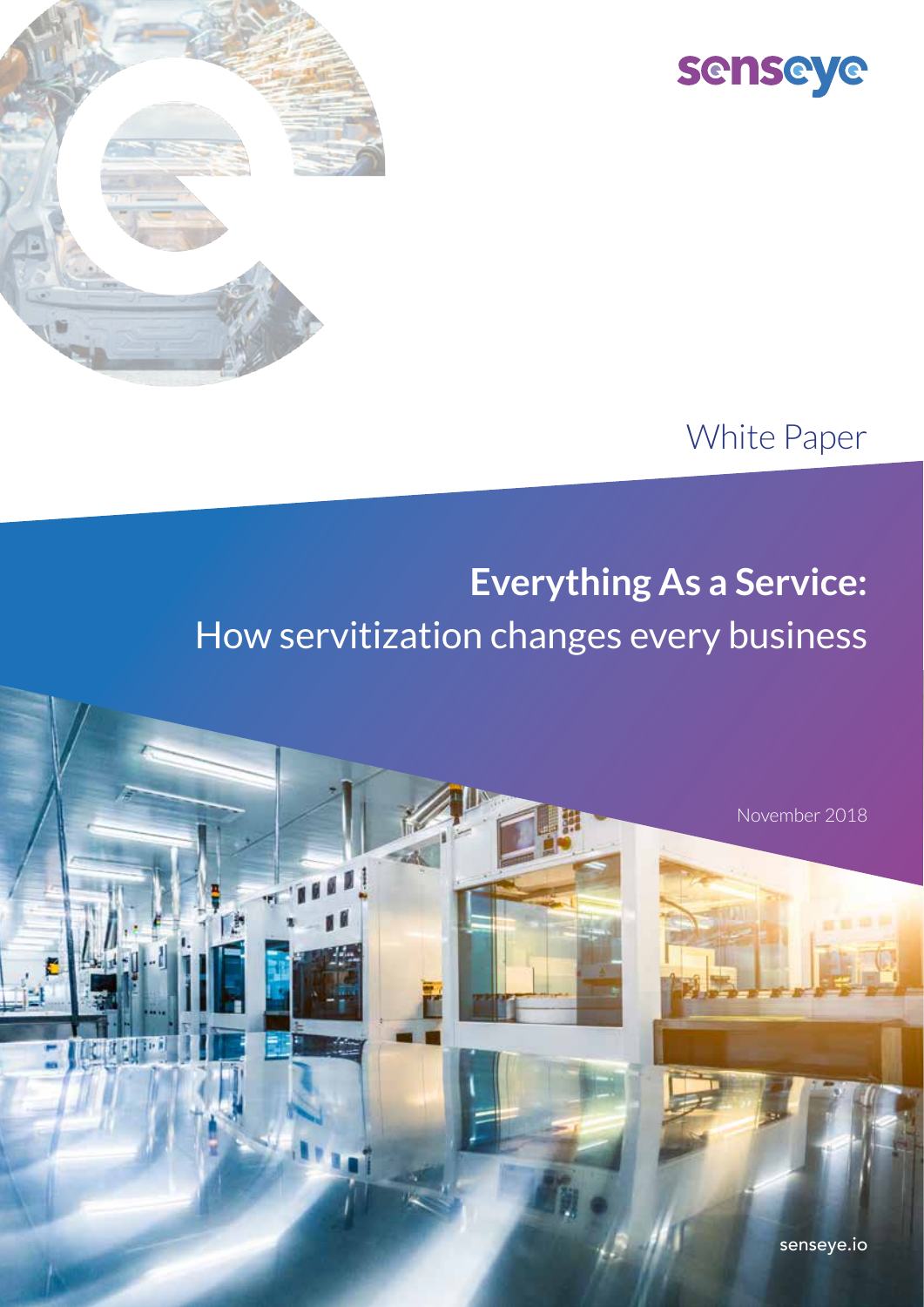senseye

White Paper

# **Everything As a Service:**
## How servitization changes every business

November 2018

senseye.io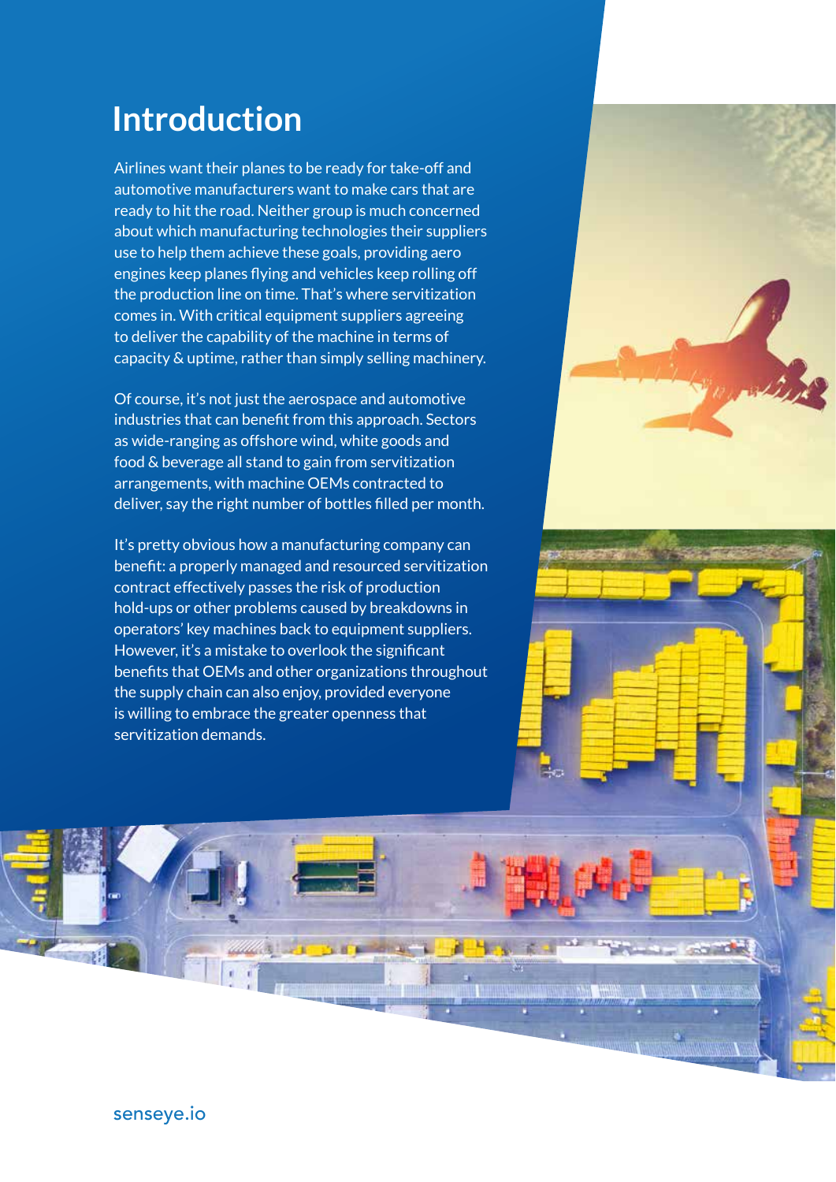# Introduction

Airlines want their planes to be ready for take-off and automotive manufacturers want to make cars that are ready to hit the road. Neither group is much concerned about which manufacturing technologies their suppliers use to help them achieve these goals, providing aero engines keep planes flying and vehicles keep rolling off the production line on time. That's where servitization comes in. With critical equipment suppliers agreeing to deliver the capability of the machine in terms of capacity & uptime, rather than simply selling machinery.

Of course, it's not just the aerospace and automotive industries that can benefit from this approach. Sectors as wide-ranging as offshore wind, white goods and food & beverage all stand to gain from servitization arrangements, with machine OEMs contracted to deliver, say the right number of bottles filled per month.

It's pretty obvious how a manufacturing company can benefit: a properly managed and resourced servitization contract effectively passes the risk of production hold-ups or other problems caused by breakdowns in operators' key machines back to equipment suppliers. However, it's a mistake to overlook the significant benefits that OEMs and other organizations throughout the supply chain can also enjoy, provided everyone is willing to embrace the greater openness that servitization demands.

senseye.io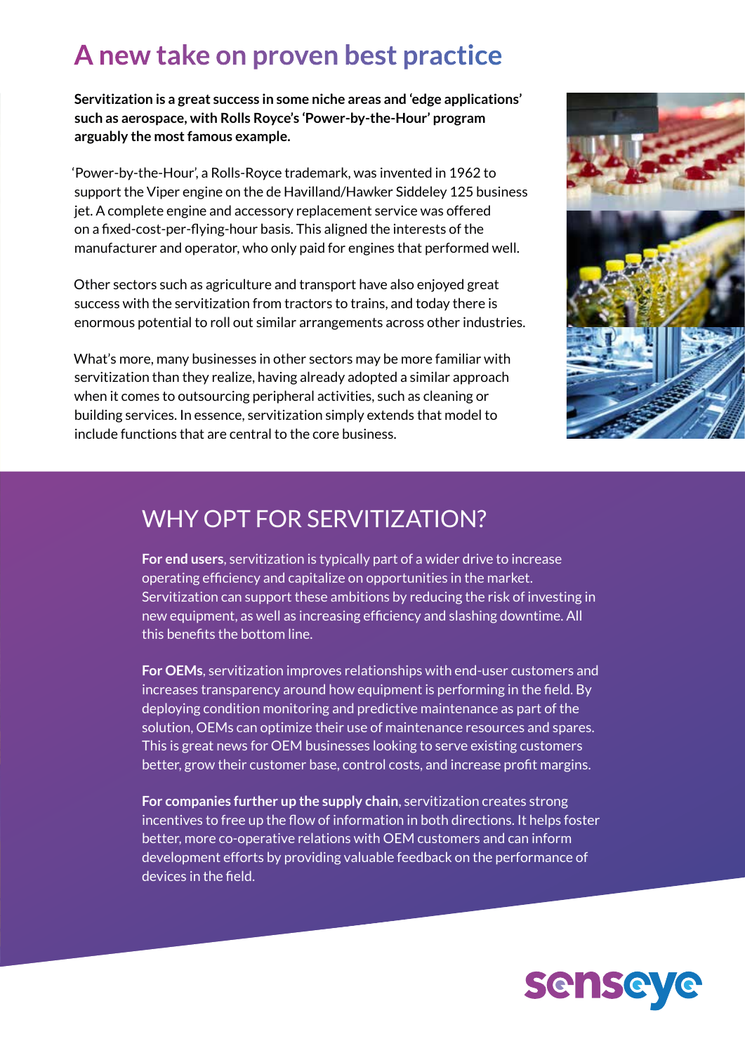# A new take on proven best practice

**Servitization is a great success in some niche areas and 'edge applications' such as aerospace, with Rolls Royce's 'Power-by-the-Hour' program arguably the most famous example.**

'Power-by-the-Hour', a Rolls-Royce trademark, was invented in 1962 to support the Viper engine on the de Havilland/Hawker Siddeley 125 business jet. A complete engine and accessory replacement service was offered on a fixed-cost-per-flying-hour basis. This aligned the interests of the manufacturer and operator, who only paid for engines that performed well.

Other sectors such as agriculture and transport have also enjoyed great success with the servitization from tractors to trains, and today there is enormous potential to roll out similar arrangements across other industries.

What's more, many businesses in other sectors may be more familiar with servitization than they realize, having already adopted a similar approach when it comes to outsourcing peripheral activities, such as cleaning or building services. In essence, servitization simply extends that model to include functions that are central to the core business.

## WHY OPT FOR SERVITIZATION?

**For end users**, servitization is typically part of a wider drive to increase operating efficiency and capitalize on opportunities in the market. Servitization can support these ambitions by reducing the risk of investing in new equipment, as well as increasing efficiency and slashing downtime. All this benefits the bottom line.

**For OEMs**, servitization improves relationships with end-user customers and increases transparency around how equipment is performing in the field. By deploying condition monitoring and predictive maintenance as part of the solution, OEMs can optimize their use of maintenance resources and spares. This is great news for OEM businesses looking to serve existing customers better, grow their customer base, control costs, and increase profit margins.

**For companies further up the supply chain**, servitization creates strong incentives to free up the flow of information in both directions. It helps foster better, more co-operative relations with OEM customers and can inform development efforts by providing valuable feedback on the performance of devices in the field.

senseye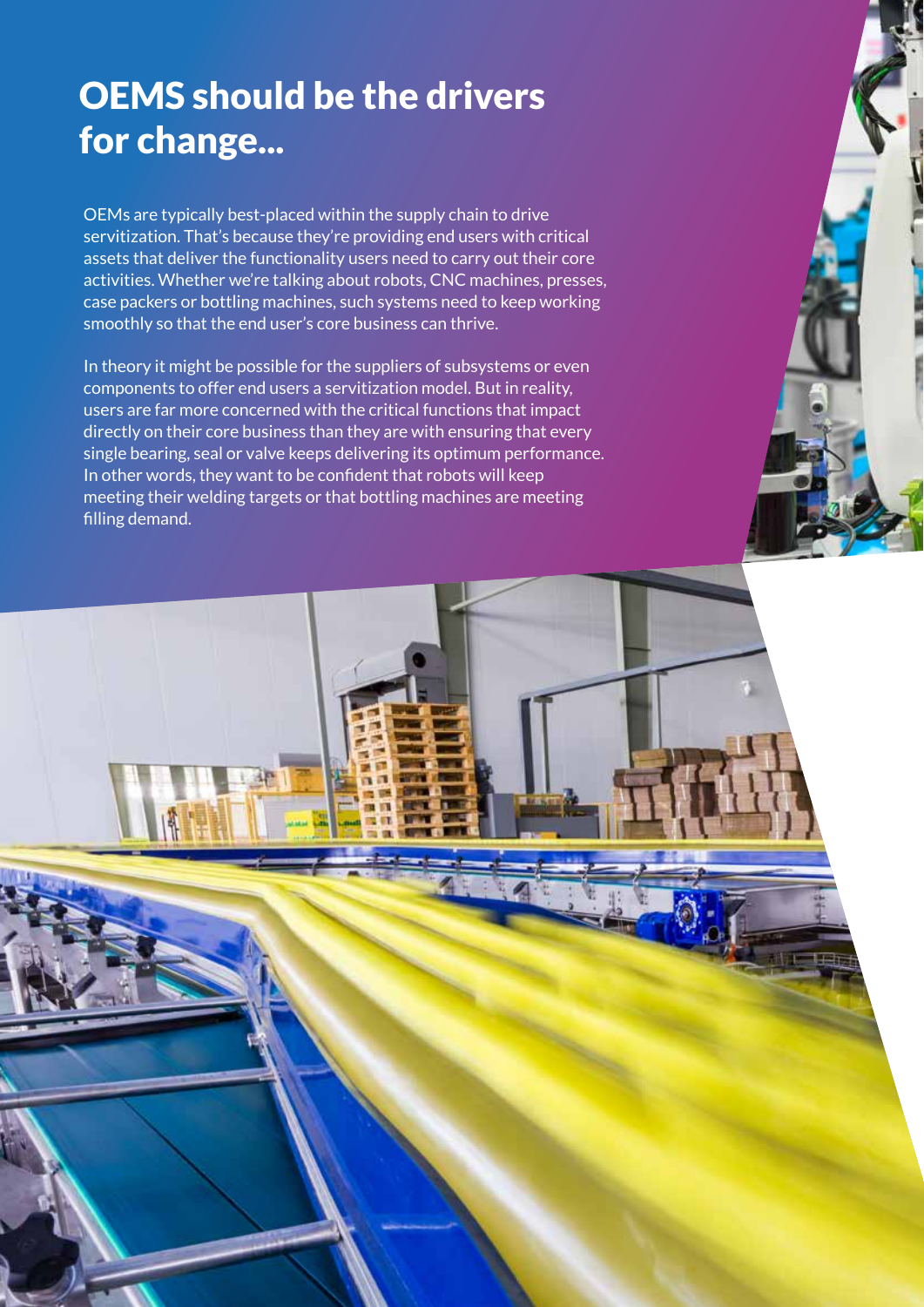# OEMS should be the drivers for change...

OEMs are typically best-placed within the supply chain to drive servitization. That's because they're providing end users with critical assets that deliver the functionality users need to carry out their core activities. Whether we're talking about robots, CNC machines, presses, case packers or bottling machines, such systems need to keep working smoothly so that the end user's core business can thrive.

In theory it might be possible for the suppliers of subsystems or even components to offer end users a servitization model. But in reality, users are far more concerned with the critical functions that impact directly on their core business than they are with ensuring that every single bearing, seal or valve keeps delivering its optimum performance. In other words, they want to be confident that robots will keep meeting their welding targets or that bottling machines are meeting filling demand.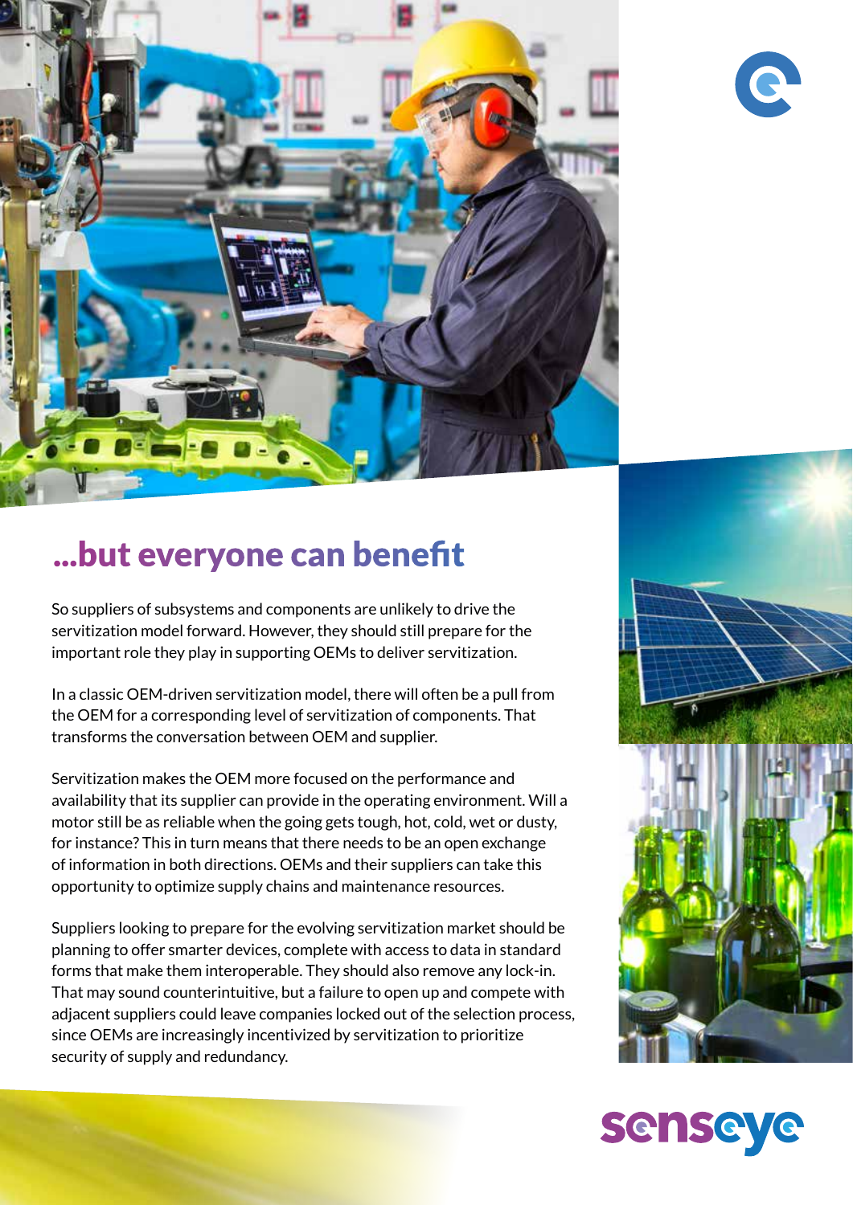## ...but everyone can benefit

So suppliers of subsystems and components are unlikely to drive the servitization model forward. However, they should still prepare for the important role they play in supporting OEMs to deliver servitization.

In a classic OEM-driven servitization model, there will often be a pull from the OEM for a corresponding level of servitization of components. That transforms the conversation between OEM and supplier.

Servitization makes the OEM more focused on the performance and availability that its supplier can provide in the operating environment. Will a motor still be as reliable when the going gets tough, hot, cold, wet or dusty, for instance? This in turn means that there needs to be an open exchange of information in both directions. OEMs and their suppliers can take this opportunity to optimize supply chains and maintenance resources.

Suppliers looking to prepare for the evolving servitization market should be planning to offer smarter devices, complete with access to data in standard forms that make them interoperable. They should also remove any lock-in. That may sound counterintuitive, but a failure to open up and compete with adjacent suppliers could leave companies locked out of the selection process, since OEMs are increasingly incentivized by servitization to prioritize security of supply and redundancy.

senseye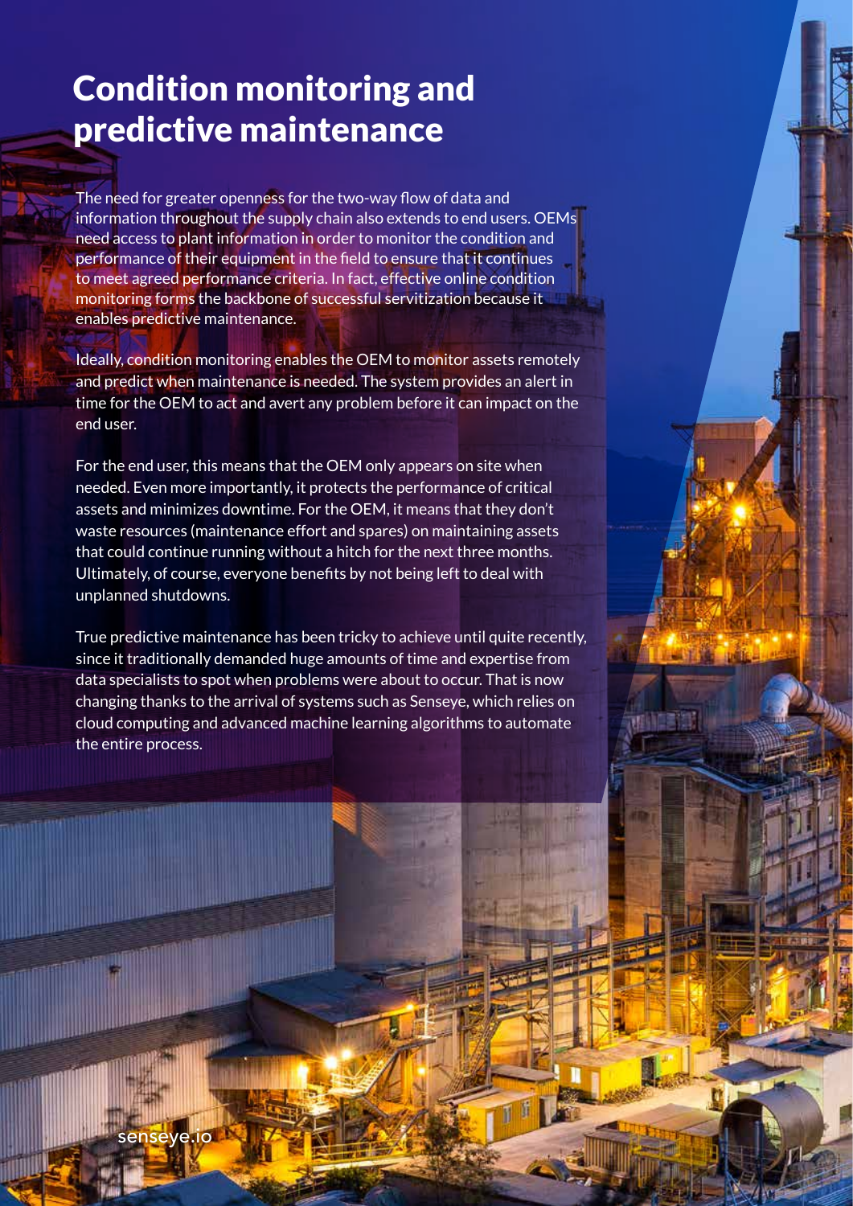# Condition monitoring and predictive maintenance

The need for greater openness for the two-way flow of data and information throughout the supply chain also extends to end users. OEMs need access to plant information in order to monitor the condition and performance of their equipment in the field to ensure that it continues to meet agreed performance criteria. In fact, effective online condition monitoring forms the backbone of successful servitization because it enables predictive maintenance.

Ideally, condition monitoring enables the OEM to monitor assets remotely and predict when maintenance is needed. The system provides an alert in time for the OEM to act and avert any problem before it can impact on the end user.

For the end user, this means that the OEM only appears on site when needed. Even more importantly, it protects the performance of critical assets and minimizes downtime. For the OEM, it means that they don't waste resources (maintenance effort and spares) on maintaining assets that could continue running without a hitch for the next three months. Ultimately, of course, everyone benefits by not being left to deal with unplanned shutdowns.

True predictive maintenance has been tricky to achieve until quite recently, since it traditionally demanded huge amounts of time and expertise from data specialists to spot when problems were about to occur. That is now changing thanks to the arrival of systems such as Senseye, which relies on cloud computing and advanced machine learning algorithms to automate the entire process.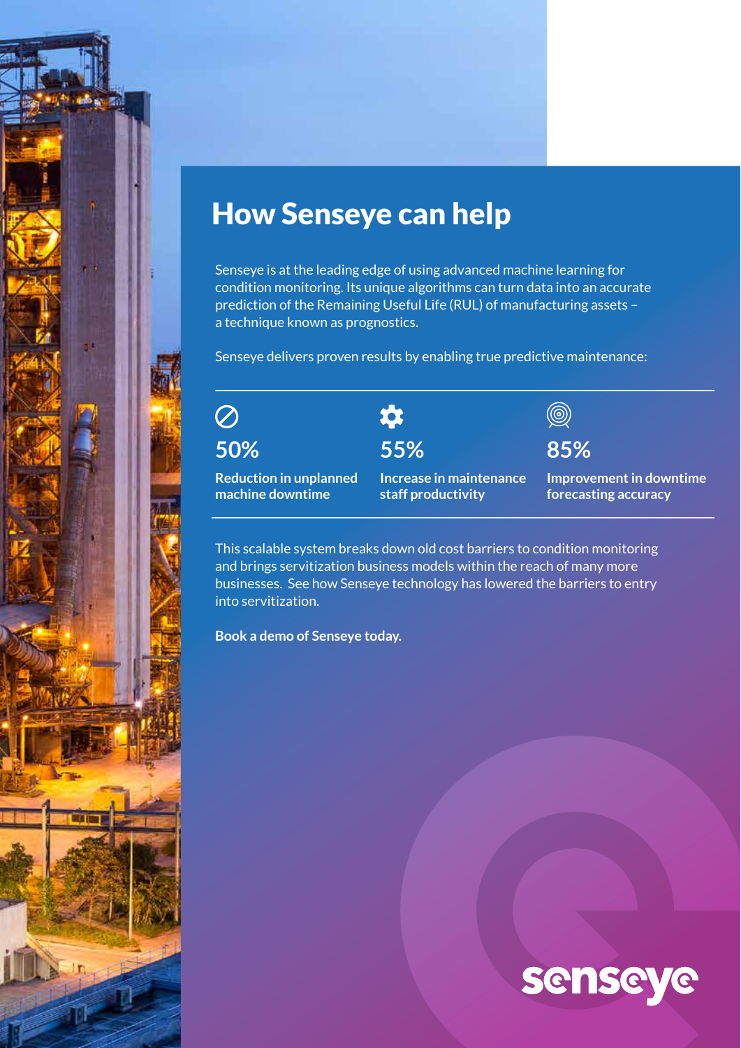# How Senseye can help

Senseye is at the leading edge of using advanced machine learning for condition monitoring. Its unique algorithms can turn data into an accurate prediction of the Remaining Useful Life (RUL) of manufacturing assets – a technique known as prognostics.

Senseye delivers proven results by enabling true predictive maintenance:

**50%**
**Reduction in unplanned machine downtime**

**55%**
**Increase in maintenance staff productivity**

**85%**
**Improvement in downtime forecasting accuracy**

This scalable system breaks down old cost barriers to condition monitoring and brings servitization business models within the reach of many more businesses. See how Senseye technology has lowered the barriers to entry into servitization.

**Book a demo of Senseye today.**

senseye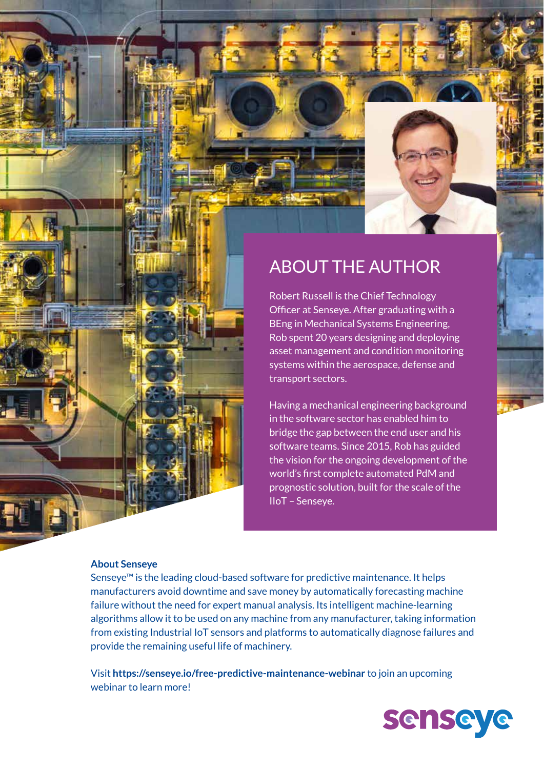## ABOUT THE AUTHOR

Robert Russell is the Chief Technology Officer at Senseye. After graduating with a BEng in Mechanical Systems Engineering, Rob spent 20 years designing and deploying asset management and condition monitoring systems within the aerospace, defense and transport sectors.

Having a mechanical engineering background in the software sector has enabled him to bridge the gap between the end user and his software teams. Since 2015, Rob has guided the vision for the ongoing development of the world's first complete automated PdM and prognostic solution, built for the scale of the IIoT – Senseye.

**About Senseye**

Senseye™ is the leading cloud-based software for predictive maintenance. It helps manufacturers avoid downtime and save money by automatically forecasting machine failure without the need for expert manual analysis. Its intelligent machine-learning algorithms allow it to be used on any machine from any manufacturer, taking information from existing Industrial IoT sensors and platforms to automatically diagnose failures and provide the remaining useful life of machinery.

Visit **https://senseye.io/free-predictive-maintenance-webinar** to join an upcoming webinar to learn more!

senseye